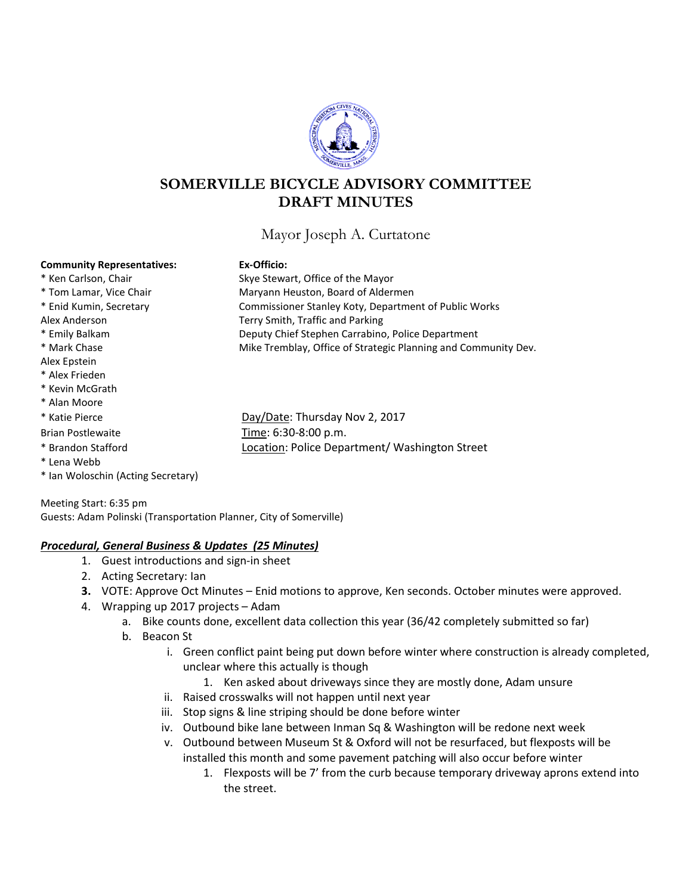# SOMERVILLE BICYCLE ADVISORY COMMITTEE
# DRAFT MINUTES

Mayor Joseph A. Curtatone

**Community Representatives:**
* Ken Carlson, Chair
* Tom Lamar, Vice Chair
* Enid Kumin, Secretary
Alex Anderson
* Emily Balkam
* Mark Chase
Alex Epstein
* Alex Frieden
* Kevin McGrath
* Alan Moore
* Katie Pierce
Brian Postlewaite
* Brandon Stafford
* Lena Webb
* Ian Woloschin (Acting Secretary)

**Ex-Officio:**
Skye Stewart, Office of the Mayor
Maryann Heuston, Board of Aldermen
Commissioner Stanley Koty, Department of Public Works
Terry Smith, Traffic and Parking
Deputy Chief Stephen Carrabino, Police Department
Mike Tremblay, Office of Strategic Planning and Community Dev.

Day/Date: Thursday Nov 2, 2017
Time: 6:30-8:00 p.m.
Location: Police Department/ Washington Street

Meeting Start: 6:35 pm
Guests: Adam Polinski (Transportation Planner, City of Somerville)

***Procedural, General Business & Updates (25 Minutes)***

1. Guest introductions and sign-in sheet
2. Acting Secretary: Ian
3. VOTE: Approve Oct Minutes – Enid motions to approve, Ken seconds. October minutes were approved.
4. Wrapping up 2017 projects – Adam
   a. Bike counts done, excellent data collection this year (36/42 completely submitted so far)
   b. Beacon St
      i. Green conflict paint being put down before winter where construction is already completed, unclear where this actually is though
         1. Ken asked about driveways since they are mostly done, Adam unsure
      ii. Raised crosswalks will not happen until next year
      iii. Stop signs & line striping should be done before winter
      iv. Outbound bike lane between Inman Sq & Washington will be redone next week
      v. Outbound between Museum St & Oxford will not be resurfaced, but flexposts will be installed this month and some pavement patching will also occur before winter
         1. Flexposts will be 7' from the curb because temporary driveway aprons extend into the street.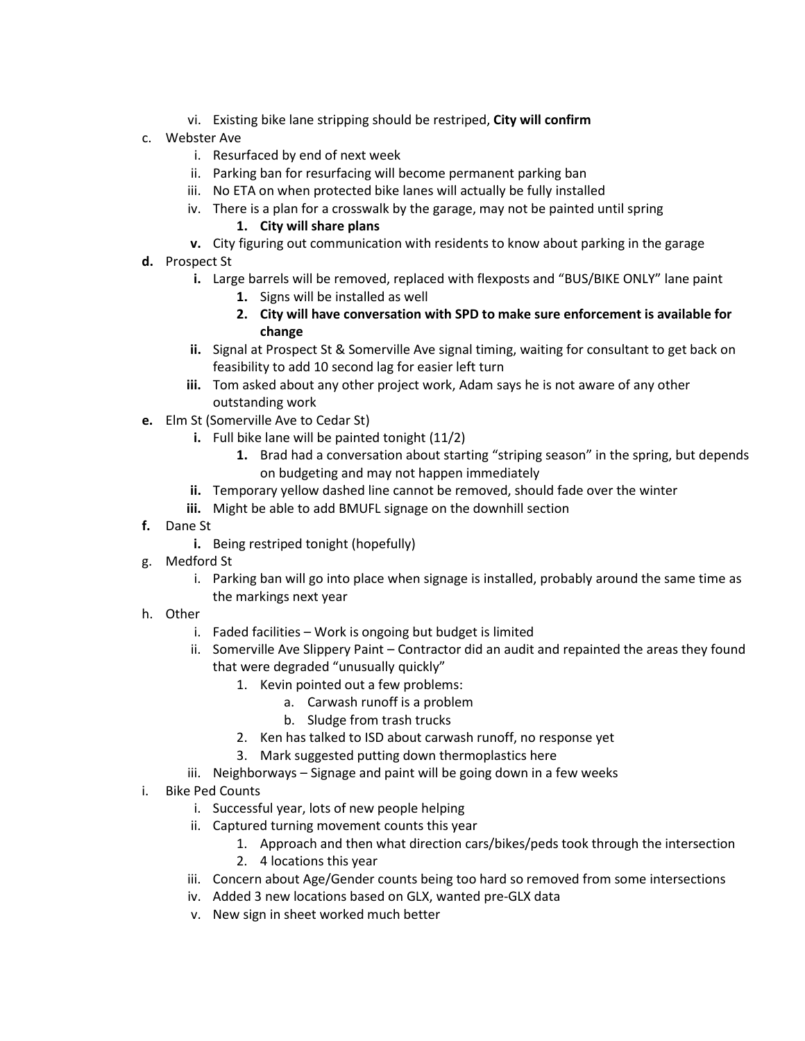- vi. Existing bike lane stripping should be restriped, **City will confirm**
- c. Webster Ave
   - i. Resurfaced by end of next week
   - ii. Parking ban for resurfacing will become permanent parking ban
   - iii. No ETA on when protected bike lanes will actually be fully installed
   - iv. There is a plan for a crosswalk by the garage, may not be painted until spring
      1. **City will share plans**
   - **v.** City figuring out communication with residents to know about parking in the garage
- **d.** Prospect St
   - **i.** Large barrels will be removed, replaced with flexposts and "BUS/BIKE ONLY" lane paint
      1. Signs will be installed as well
      2. **City will have conversation with SPD to make sure enforcement is available for change**
   - **ii.** Signal at Prospect St & Somerville Ave signal timing, waiting for consultant to get back on feasibility to add 10 second lag for easier left turn
   - **iii.** Tom asked about any other project work, Adam says he is not aware of any other outstanding work
- **e.** Elm St (Somerville Ave to Cedar St)
   - **i.** Full bike lane will be painted tonight (11/2)
      1. Brad had a conversation about starting "striping season" in the spring, but depends on budgeting and may not happen immediately
   - **ii.** Temporary yellow dashed line cannot be removed, should fade over the winter
   - **iii.** Might be able to add BMUFL signage on the downhill section
- **f.** Dane St
   - **i.** Being restriped tonight (hopefully)
- g. Medford St
   - i. Parking ban will go into place when signage is installed, probably around the same time as the markings next year
- h. Other
   - i. Faded facilities – Work is ongoing but budget is limited
   - ii. Somerville Ave Slippery Paint – Contractor did an audit and repainted the areas they found that were degraded "unusually quickly"
      1. Kevin pointed out a few problems:
         - a. Carwash runoff is a problem
         - b. Sludge from trash trucks
      2. Ken has talked to ISD about carwash runoff, no response yet
      3. Mark suggested putting down thermoplastics here
   - iii. Neighborways – Signage and paint will be going down in a few weeks
- i. Bike Ped Counts
   - i. Successful year, lots of new people helping
   - ii. Captured turning movement counts this year
      1. Approach and then what direction cars/bikes/peds took through the intersection
      2. 4 locations this year
   - iii. Concern about Age/Gender counts being too hard so removed from some intersections
   - iv. Added 3 new locations based on GLX, wanted pre-GLX data
   - v. New sign in sheet worked much better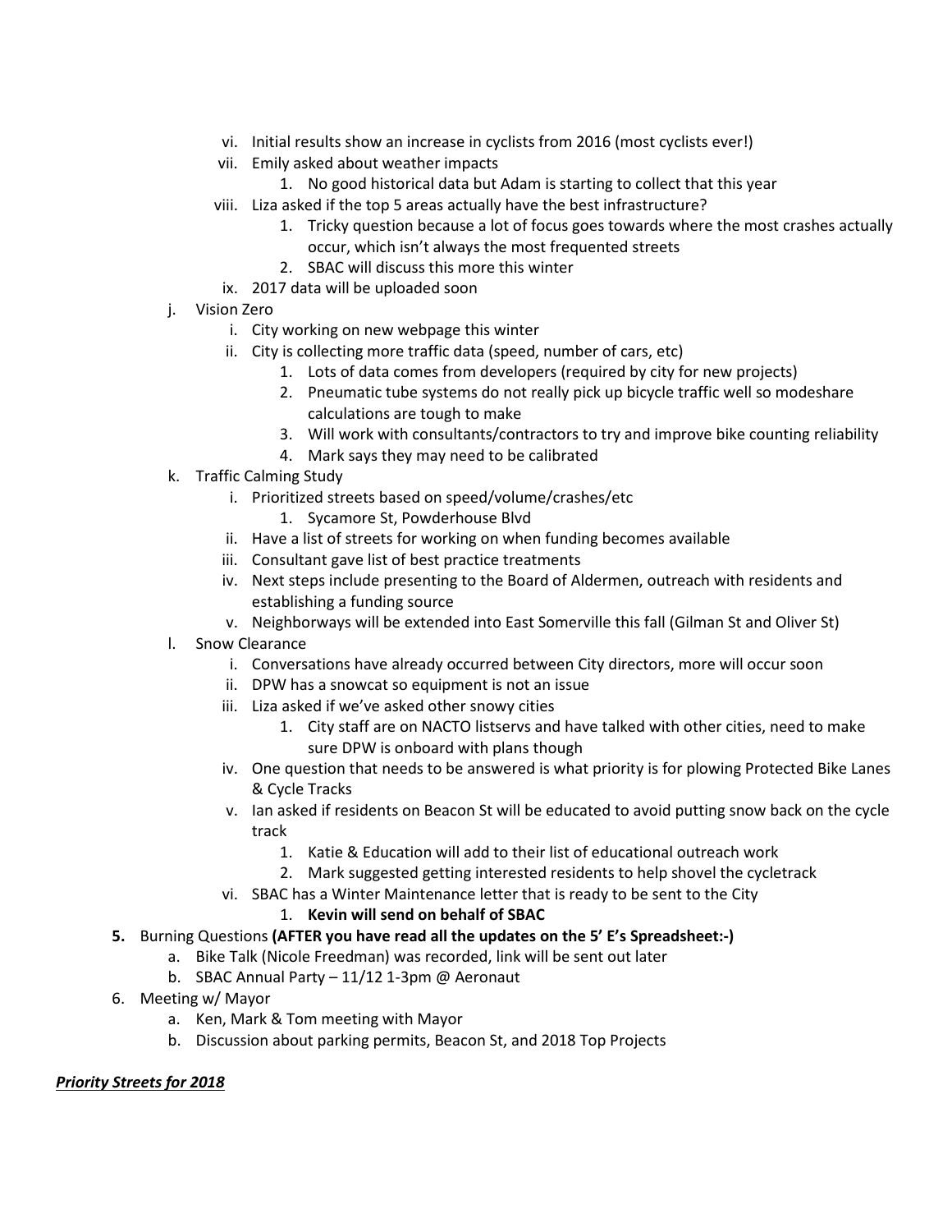vi. Initial results show an increase in cyclists from 2016 (most cyclists ever!)
   vii. Emily asked about weather impacts
      1. No good historical data but Adam is starting to collect that this year
   viii. Liza asked if the top 5 areas actually have the best infrastructure?
      1. Tricky question because a lot of focus goes towards where the most crashes actually occur, which isn't always the most frequented streets
      2. SBAC will discuss this more this winter
   ix. 2017 data will be uploaded soon

j. Vision Zero
   i. City working on new webpage this winter
   ii. City is collecting more traffic data (speed, number of cars, etc)
      1. Lots of data comes from developers (required by city for new projects)
      2. Pneumatic tube systems do not really pick up bicycle traffic well so modeshare calculations are tough to make
      3. Will work with consultants/contractors to try and improve bike counting reliability
      4. Mark says they may need to be calibrated

k. Traffic Calming Study
   i. Prioritized streets based on speed/volume/crashes/etc
      1. Sycamore St, Powderhouse Blvd
   ii. Have a list of streets for working on when funding becomes available
   iii. Consultant gave list of best practice treatments
   iv. Next steps include presenting to the Board of Aldermen, outreach with residents and establishing a funding source
   v. Neighborways will be extended into East Somerville this fall (Gilman St and Oliver St)

l. Snow Clearance
   i. Conversations have already occurred between City directors, more will occur soon
   ii. DPW has a snowcat so equipment is not an issue
   iii. Liza asked if we've asked other snowy cities
      1. City staff are on NACTO listservs and have talked with other cities, need to make sure DPW is onboard with plans though
   iv. One question that needs to be answered is what priority is for plowing Protected Bike Lanes & Cycle Tracks
   v. Ian asked if residents on Beacon St will be educated to avoid putting snow back on the cycle track
      1. Katie & Education will add to their list of educational outreach work
      2. Mark suggested getting interested residents to help shovel the cycletrack
   vi. SBAC has a Winter Maintenance letter that is ready to be sent to the City
      1. **Kevin will send on behalf of SBAC**

**5.** Burning Questions **(AFTER you have read all the updates on the 5' E's Spreadsheet:-)**
   a. Bike Talk (Nicole Freedman) was recorded, link will be sent out later
   b. SBAC Annual Party – 11/12 1-3pm @ Aeronaut

6. Meeting w/ Mayor
   a. Ken, Mark & Tom meeting with Mayor
   b. Discussion about parking permits, Beacon St, and 2018 Top Projects

***Priority Streets for 2018***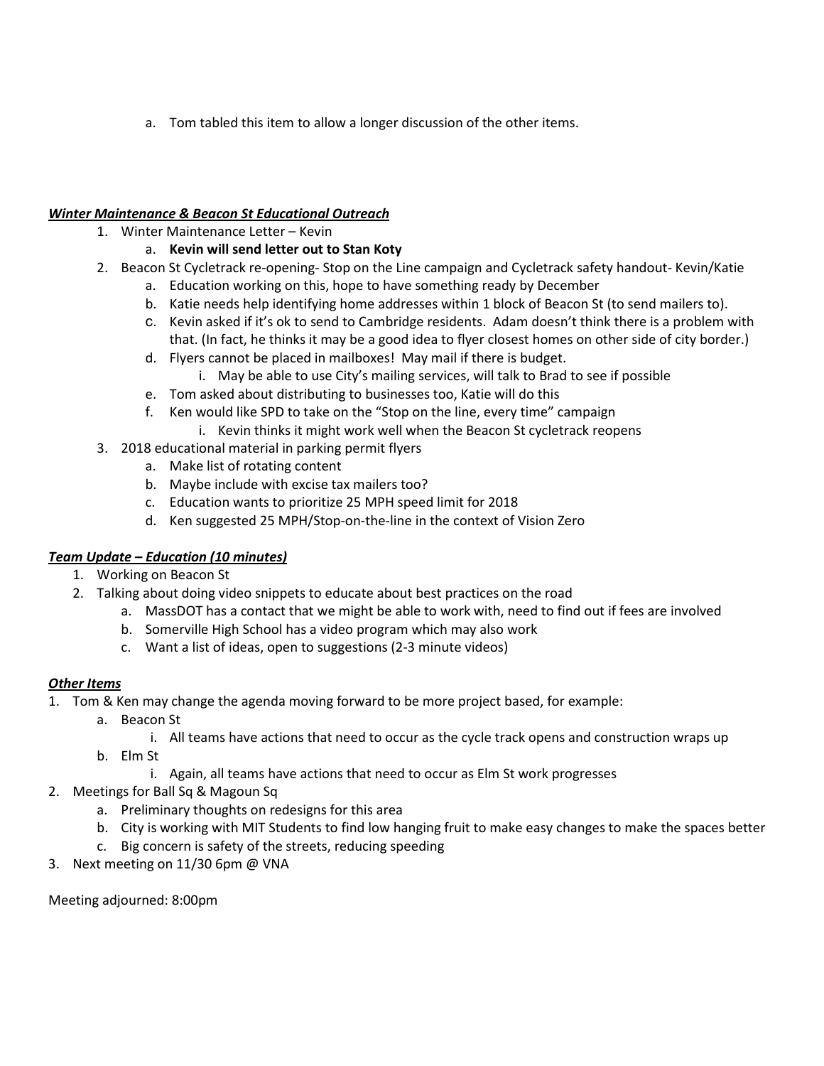a. Tom tabled this item to allow a longer discussion of the other items.

***Winter Maintenance & Beacon St Educational Outreach***

1. Winter Maintenance Letter – Kevin
   a. **Kevin will send letter out to Stan Koty**
2. Beacon St Cycletrack re-opening- Stop on the Line campaign and Cycletrack safety handout- Kevin/Katie
   a. Education working on this, hope to have something ready by December
   b. Katie needs help identifying home addresses within 1 block of Beacon St (to send mailers to).
   c. Kevin asked if it's ok to send to Cambridge residents. Adam doesn't think there is a problem with that. (In fact, he thinks it may be a good idea to flyer closest homes on other side of city border.)
   d. Flyers cannot be placed in mailboxes! May mail if there is budget.
      i. May be able to use City's mailing services, will talk to Brad to see if possible
   e. Tom asked about distributing to businesses too, Katie will do this
   f. Ken would like SPD to take on the "Stop on the line, every time" campaign
      i. Kevin thinks it might work well when the Beacon St cycletrack reopens
3. 2018 educational material in parking permit flyers
   a. Make list of rotating content
   b. Maybe include with excise tax mailers too?
   c. Education wants to prioritize 25 MPH speed limit for 2018
   d. Ken suggested 25 MPH/Stop-on-the-line in the context of Vision Zero

***Team Update – Education (10 minutes)***

1. Working on Beacon St
2. Talking about doing video snippets to educate about best practices on the road
   a. MassDOT has a contact that we might be able to work with, need to find out if fees are involved
   b. Somerville High School has a video program which may also work
   c. Want a list of ideas, open to suggestions (2-3 minute videos)

***Other Items***

1. Tom & Ken may change the agenda moving forward to be more project based, for example:
   a. Beacon St
      i. All teams have actions that need to occur as the cycle track opens and construction wraps up
   b. Elm St
      i. Again, all teams have actions that need to occur as Elm St work progresses
2. Meetings for Ball Sq & Magoun Sq
   a. Preliminary thoughts on redesigns for this area
   b. City is working with MIT Students to find low hanging fruit to make easy changes to make the spaces better
   c. Big concern is safety of the streets, reducing speeding
3. Next meeting on 11/30 6pm @ VNA

Meeting adjourned: 8:00pm